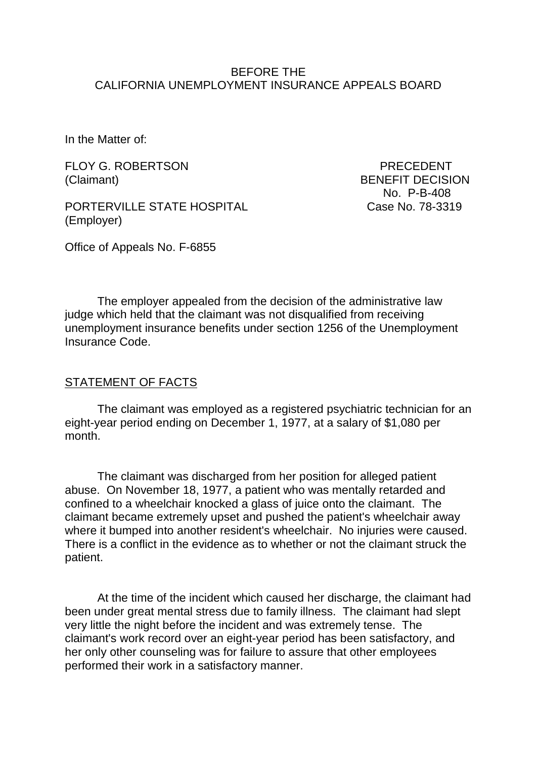BEFORE THE
CALIFORNIA UNEMPLOYMENT INSURANCE APPEALS BOARD

In the Matter of:

FLOY G. ROBERTSON
(Claimant)

PORTERVILLE STATE HOSPITAL
(Employer)

PRECEDENT
BENEFIT DECISION
No. P-B-408
Case No. 78-3319

Office of Appeals No. F-6855

The employer appealed from the decision of the administrative law judge which held that the claimant was not disqualified from receiving unemployment insurance benefits under section 1256 of the Unemployment Insurance Code.

## STATEMENT OF FACTS

The claimant was employed as a registered psychiatric technician for an eight-year period ending on December 1, 1977, at a salary of $1,080 per month.

The claimant was discharged from her position for alleged patient abuse. On November 18, 1977, a patient who was mentally retarded and confined to a wheelchair knocked a glass of juice onto the claimant. The claimant became extremely upset and pushed the patient's wheelchair away where it bumped into another resident's wheelchair. No injuries were caused. There is a conflict in the evidence as to whether or not the claimant struck the patient.

At the time of the incident which caused her discharge, the claimant had been under great mental stress due to family illness. The claimant had slept very little the night before the incident and was extremely tense. The claimant's work record over an eight-year period has been satisfactory, and her only other counseling was for failure to assure that other employees performed their work in a satisfactory manner.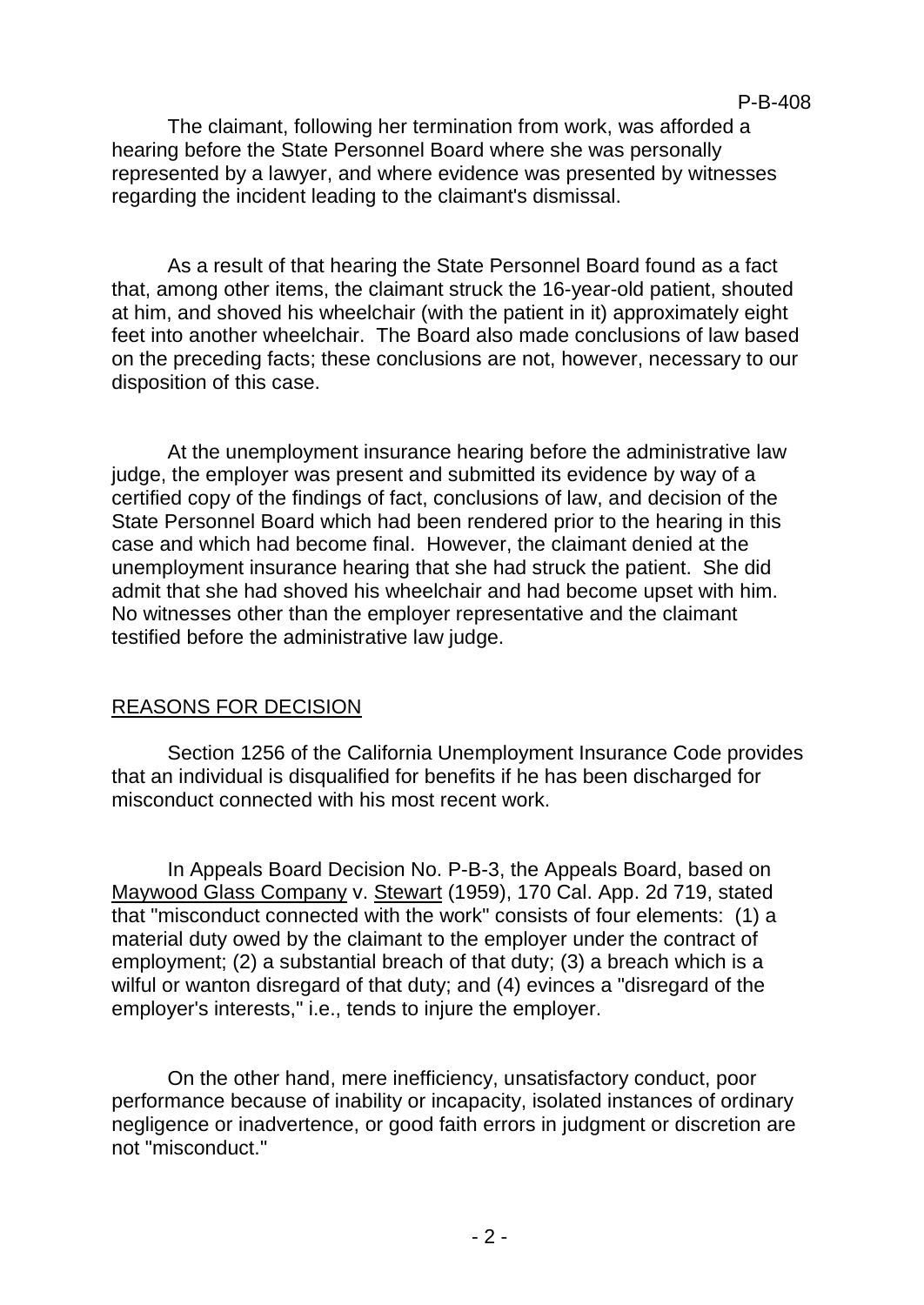The claimant, following her termination from work, was afforded a hearing before the State Personnel Board where she was personally represented by a lawyer, and where evidence was presented by witnesses regarding the incident leading to the claimant's dismissal.

As a result of that hearing the State Personnel Board found as a fact that, among other items, the claimant struck the 16-year-old patient, shouted at him, and shoved his wheelchair (with the patient in it) approximately eight feet into another wheelchair. The Board also made conclusions of law based on the preceding facts; these conclusions are not, however, necessary to our disposition of this case.

At the unemployment insurance hearing before the administrative law judge, the employer was present and submitted its evidence by way of a certified copy of the findings of fact, conclusions of law, and decision of the State Personnel Board which had been rendered prior to the hearing in this case and which had become final. However, the claimant denied at the unemployment insurance hearing that she had struck the patient. She did admit that she had shoved his wheelchair and had become upset with him. No witnesses other than the employer representative and the claimant testified before the administrative law judge.

## REASONS FOR DECISION

Section 1256 of the California Unemployment Insurance Code provides that an individual is disqualified for benefits if he has been discharged for misconduct connected with his most recent work.

In Appeals Board Decision No. P-B-3, the Appeals Board, based on Maywood Glass Company v. Stewart (1959), 170 Cal. App. 2d 719, stated that "misconduct connected with the work" consists of four elements: (1) a material duty owed by the claimant to the employer under the contract of employment; (2) a substantial breach of that duty; (3) a breach which is a wilful or wanton disregard of that duty; and (4) evinces a "disregard of the employer's interests," i.e., tends to injure the employer.

On the other hand, mere inefficiency, unsatisfactory conduct, poor performance because of inability or incapacity, isolated instances of ordinary negligence or inadvertence, or good faith errors in judgment or discretion are not "misconduct."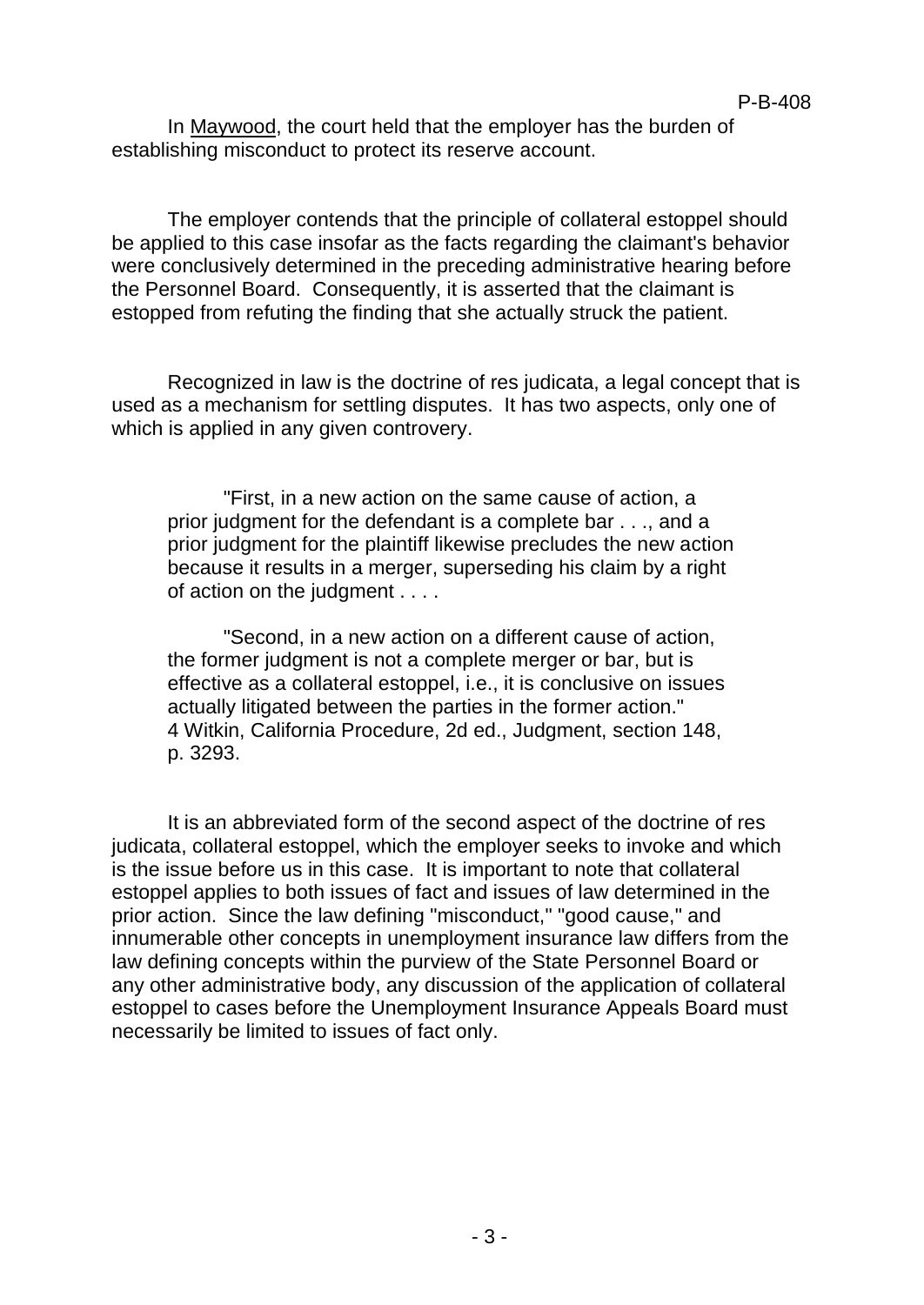In Maywood, the court held that the employer has the burden of establishing misconduct to protect its reserve account.

The employer contends that the principle of collateral estoppel should be applied to this case insofar as the facts regarding the claimant's behavior were conclusively determined in the preceding administrative hearing before the Personnel Board. Consequently, it is asserted that the claimant is estopped from refuting the finding that she actually struck the patient.

Recognized in law is the doctrine of res judicata, a legal concept that is used as a mechanism for settling disputes. It has two aspects, only one of which is applied in any given controvery.

> "First, in a new action on the same cause of action, a prior judgment for the defendant is a complete bar . . ., and a prior judgment for the plaintiff likewise precludes the new action because it results in a merger, superseding his claim by a right of action on the judgment . . . .
>
> "Second, in a new action on a different cause of action, the former judgment is not a complete merger or bar, but is effective as a collateral estoppel, i.e., it is conclusive on issues actually litigated between the parties in the former action." 4 Witkin, California Procedure, 2d ed., Judgment, section 148, p. 3293.

It is an abbreviated form of the second aspect of the doctrine of res judicata, collateral estoppel, which the employer seeks to invoke and which is the issue before us in this case. It is important to note that collateral estoppel applies to both issues of fact and issues of law determined in the prior action. Since the law defining "misconduct," "good cause," and innumerable other concepts in unemployment insurance law differs from the law defining concepts within the purview of the State Personnel Board or any other administrative body, any discussion of the application of collateral estoppel to cases before the Unemployment Insurance Appeals Board must necessarily be limited to issues of fact only.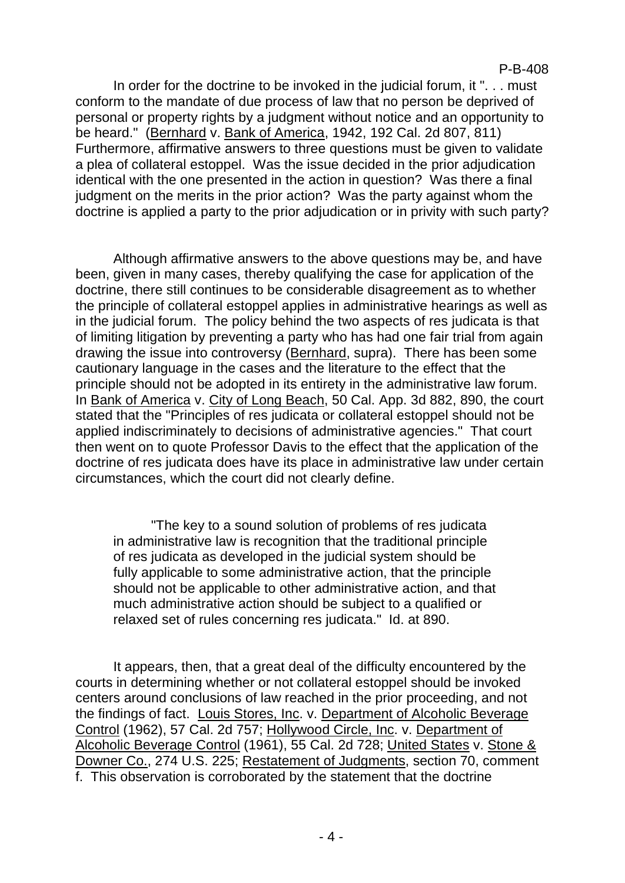In order for the doctrine to be invoked in the judicial forum, it ". . . must conform to the mandate of due process of law that no person be deprived of personal or property rights by a judgment without notice and an opportunity to be heard." (Bernhard v. Bank of America, 1942, 192 Cal. 2d 807, 811) Furthermore, affirmative answers to three questions must be given to validate a plea of collateral estoppel. Was the issue decided in the prior adjudication identical with the one presented in the action in question? Was there a final judgment on the merits in the prior action? Was the party against whom the doctrine is applied a party to the prior adjudication or in privity with such party?

Although affirmative answers to the above questions may be, and have been, given in many cases, thereby qualifying the case for application of the doctrine, there still continues to be considerable disagreement as to whether the principle of collateral estoppel applies in administrative hearings as well as in the judicial forum. The policy behind the two aspects of res judicata is that of limiting litigation by preventing a party who has had one fair trial from again drawing the issue into controversy (Bernhard, supra). There has been some cautionary language in the cases and the literature to the effect that the principle should not be adopted in its entirety in the administrative law forum. In Bank of America v. City of Long Beach, 50 Cal. App. 3d 882, 890, the court stated that the "Principles of res judicata or collateral estoppel should not be applied indiscriminately to decisions of administrative agencies." That court then went on to quote Professor Davis to the effect that the application of the doctrine of res judicata does have its place in administrative law under certain circumstances, which the court did not clearly define.

> "The key to a sound solution of problems of res judicata in administrative law is recognition that the traditional principle of res judicata as developed in the judicial system should be fully applicable to some administrative action, that the principle should not be applicable to other administrative action, and that much administrative action should be subject to a qualified or relaxed set of rules concerning res judicata." Id. at 890.

It appears, then, that a great deal of the difficulty encountered by the courts in determining whether or not collateral estoppel should be invoked centers around conclusions of law reached in the prior proceeding, and not the findings of fact. Louis Stores, Inc. v. Department of Alcoholic Beverage Control (1962), 57 Cal. 2d 757; Hollywood Circle, Inc. v. Department of Alcoholic Beverage Control (1961), 55 Cal. 2d 728; United States v. Stone & Downer Co., 274 U.S. 225; Restatement of Judgments, section 70, comment f. This observation is corroborated by the statement that the doctrine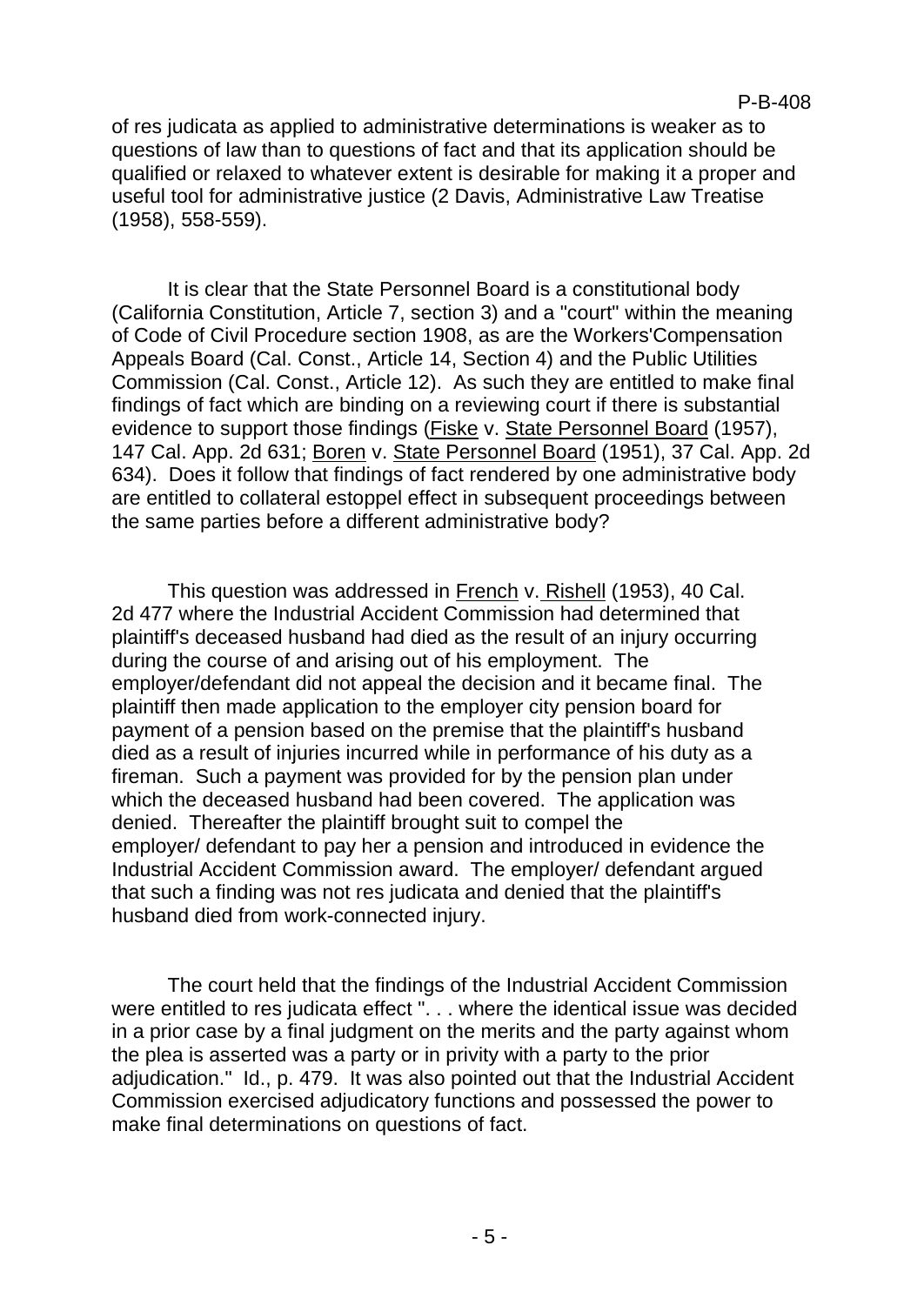of res judicata as applied to administrative determinations is weaker as to questions of law than to questions of fact and that its application should be qualified or relaxed to whatever extent is desirable for making it a proper and useful tool for administrative justice (2 Davis, Administrative Law Treatise (1958), 558-559).

It is clear that the State Personnel Board is a constitutional body (California Constitution, Article 7, section 3) and a "court" within the meaning of Code of Civil Procedure section 1908, as are the Workers'Compensation Appeals Board (Cal. Const., Article 14, Section 4) and the Public Utilities Commission (Cal. Const., Article 12). As such they are entitled to make final findings of fact which are binding on a reviewing court if there is substantial evidence to support those findings (Fiske v. State Personnel Board (1957), 147 Cal. App. 2d 631; Boren v. State Personnel Board (1951), 37 Cal. App. 2d 634). Does it follow that findings of fact rendered by one administrative body are entitled to collateral estoppel effect in subsequent proceedings between the same parties before a different administrative body?

This question was addressed in French v. Rishell (1953), 40 Cal. 2d 477 where the Industrial Accident Commission had determined that plaintiff's deceased husband had died as the result of an injury occurring during the course of and arising out of his employment. The employer/defendant did not appeal the decision and it became final. The plaintiff then made application to the employer city pension board for payment of a pension based on the premise that the plaintiff's husband died as a result of injuries incurred while in performance of his duty as a fireman. Such a payment was provided for by the pension plan under which the deceased husband had been covered. The application was denied. Thereafter the plaintiff brought suit to compel the employer/ defendant to pay her a pension and introduced in evidence the Industrial Accident Commission award. The employer/ defendant argued that such a finding was not res judicata and denied that the plaintiff's husband died from work-connected injury.

The court held that the findings of the Industrial Accident Commission were entitled to res judicata effect ". . . where the identical issue was decided in a prior case by a final judgment on the merits and the party against whom the plea is asserted was a party or in privity with a party to the prior adjudication." Id., p. 479. It was also pointed out that the Industrial Accident Commission exercised adjudicatory functions and possessed the power to make final determinations on questions of fact.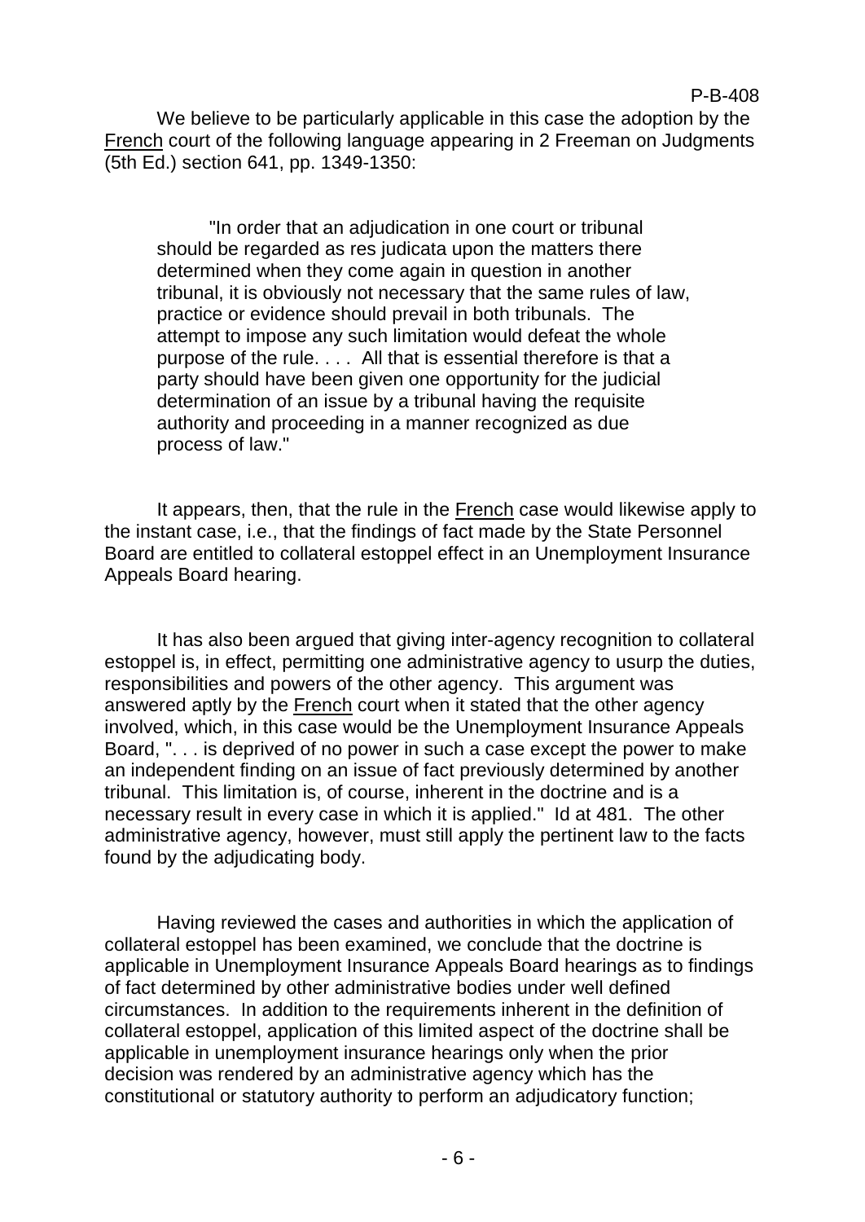We believe to be particularly applicable in this case the adoption by the French court of the following language appearing in 2 Freeman on Judgments (5th Ed.) section 641, pp. 1349-1350:

> "In order that an adjudication in one court or tribunal should be regarded as res judicata upon the matters there determined when they come again in question in another tribunal, it is obviously not necessary that the same rules of law, practice or evidence should prevail in both tribunals. The attempt to impose any such limitation would defeat the whole purpose of the rule. . . . All that is essential therefore is that a party should have been given one opportunity for the judicial determination of an issue by a tribunal having the requisite authority and proceeding in a manner recognized as due process of law."

It appears, then, that the rule in the French case would likewise apply to the instant case, i.e., that the findings of fact made by the State Personnel Board are entitled to collateral estoppel effect in an Unemployment Insurance Appeals Board hearing.

It has also been argued that giving inter-agency recognition to collateral estoppel is, in effect, permitting one administrative agency to usurp the duties, responsibilities and powers of the other agency. This argument was answered aptly by the French court when it stated that the other agency involved, which, in this case would be the Unemployment Insurance Appeals Board, ". . . is deprived of no power in such a case except the power to make an independent finding on an issue of fact previously determined by another tribunal. This limitation is, of course, inherent in the doctrine and is a necessary result in every case in which it is applied." Id at 481. The other administrative agency, however, must still apply the pertinent law to the facts found by the adjudicating body.

Having reviewed the cases and authorities in which the application of collateral estoppel has been examined, we conclude that the doctrine is applicable in Unemployment Insurance Appeals Board hearings as to findings of fact determined by other administrative bodies under well defined circumstances. In addition to the requirements inherent in the definition of collateral estoppel, application of this limited aspect of the doctrine shall be applicable in unemployment insurance hearings only when the prior decision was rendered by an administrative agency which has the constitutional or statutory authority to perform an adjudicatory function;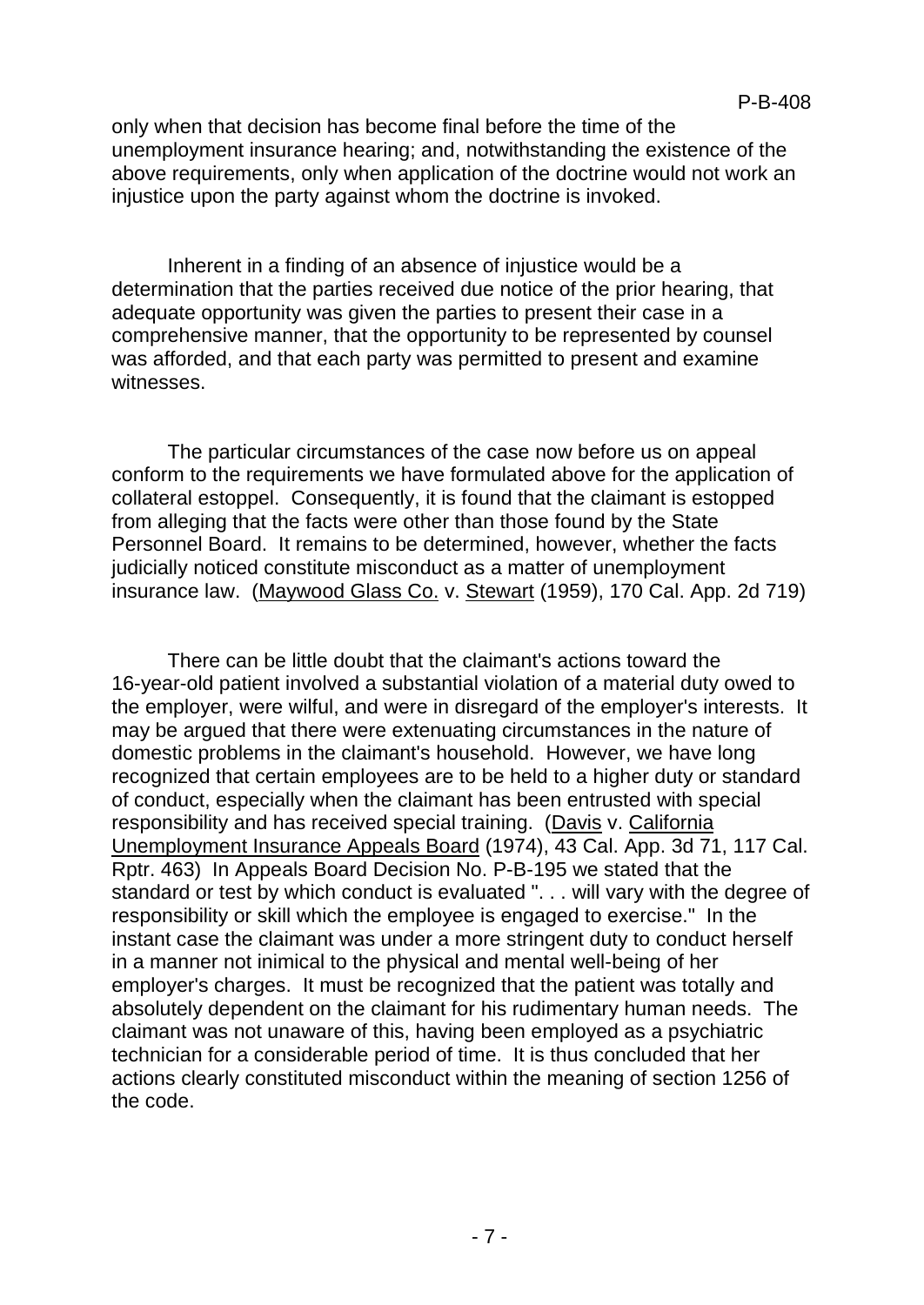only when that decision has become final before the time of the unemployment insurance hearing; and, notwithstanding the existence of the above requirements, only when application of the doctrine would not work an injustice upon the party against whom the doctrine is invoked.

Inherent in a finding of an absence of injustice would be a determination that the parties received due notice of the prior hearing, that adequate opportunity was given the parties to present their case in a comprehensive manner, that the opportunity to be represented by counsel was afforded, and that each party was permitted to present and examine witnesses.

The particular circumstances of the case now before us on appeal conform to the requirements we have formulated above for the application of collateral estoppel. Consequently, it is found that the claimant is estopped from alleging that the facts were other than those found by the State Personnel Board. It remains to be determined, however, whether the facts judicially noticed constitute misconduct as a matter of unemployment insurance law. (Maywood Glass Co. v. Stewart (1959), 170 Cal. App. 2d 719)

There can be little doubt that the claimant's actions toward the 16-year-old patient involved a substantial violation of a material duty owed to the employer, were wilful, and were in disregard of the employer's interests. It may be argued that there were extenuating circumstances in the nature of domestic problems in the claimant's household. However, we have long recognized that certain employees are to be held to a higher duty or standard of conduct, especially when the claimant has been entrusted with special responsibility and has received special training. (Davis v. California Unemployment Insurance Appeals Board (1974), 43 Cal. App. 3d 71, 117 Cal. Rptr. 463) In Appeals Board Decision No. P-B-195 we stated that the standard or test by which conduct is evaluated ". . . will vary with the degree of responsibility or skill which the employee is engaged to exercise." In the instant case the claimant was under a more stringent duty to conduct herself in a manner not inimical to the physical and mental well-being of her employer's charges. It must be recognized that the patient was totally and absolutely dependent on the claimant for his rudimentary human needs. The claimant was not unaware of this, having been employed as a psychiatric technician for a considerable period of time. It is thus concluded that her actions clearly constituted misconduct within the meaning of section 1256 of the code.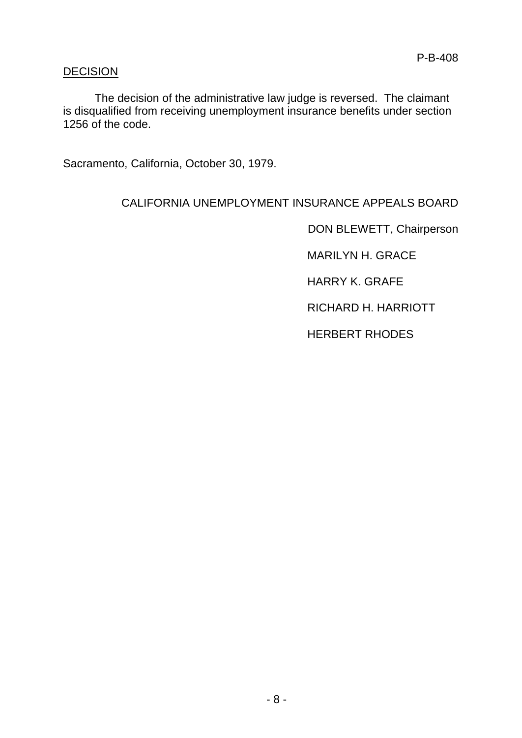P-B-408

<u>DECISION</u>

The decision of the administrative law judge is reversed. The claimant is disqualified from receiving unemployment insurance benefits under section 1256 of the code.

Sacramento, California, October 30, 1979.

CALIFORNIA UNEMPLOYMENT INSURANCE APPEALS BOARD

DON BLEWETT, Chairperson

MARILYN H. GRACE

HARRY K. GRAFE

RICHARD H. HARRIOTT

HERBERT RHODES